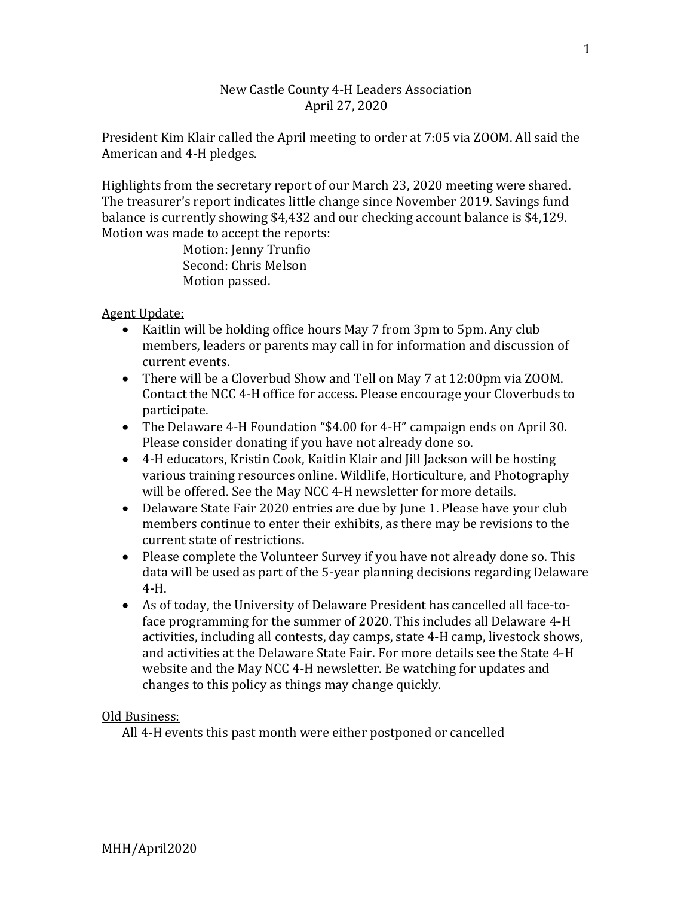New Castle County 4-H Leaders Association
April 27, 2020

President Kim Klair called the April meeting to order at 7:05 via ZOOM. All said the American and 4-H pledges.

Highlights from the secretary report of our March 23, 2020 meeting were shared. The treasurer's report indicates little change since November 2019. Savings fund balance is currently showing $4,432 and our checking account balance is $4,129. Motion was made to accept the reports:

Motion: Jenny Trunfio
Second: Chris Melson
Motion passed.

<u>Agent Update:</u>

- Kaitlin will be holding office hours May 7 from 3pm to 5pm. Any club members, leaders or parents may call in for information and discussion of current events.
- There will be a Cloverbud Show and Tell on May 7 at 12:00pm via ZOOM. Contact the NCC 4-H office for access. Please encourage your Cloverbuds to participate.
- The Delaware 4-H Foundation "$4.00 for 4-H" campaign ends on April 30. Please consider donating if you have not already done so.
- 4-H educators, Kristin Cook, Kaitlin Klair and Jill Jackson will be hosting various training resources online. Wildlife, Horticulture, and Photography will be offered. See the May NCC 4-H newsletter for more details.
- Delaware State Fair 2020 entries are due by June 1. Please have your club members continue to enter their exhibits, as there may be revisions to the current state of restrictions.
- Please complete the Volunteer Survey if you have not already done so. This data will be used as part of the 5-year planning decisions regarding Delaware 4-H.
- As of today, the University of Delaware President has cancelled all face-to-face programming for the summer of 2020. This includes all Delaware 4-H activities, including all contests, day camps, state 4-H camp, livestock shows, and activities at the Delaware State Fair. For more details see the State 4-H website and the May NCC 4-H newsletter. Be watching for updates and changes to this policy as things may change quickly.

<u>Old Business:</u>

All 4-H events this past month were either postponed or cancelled

MHH/April2020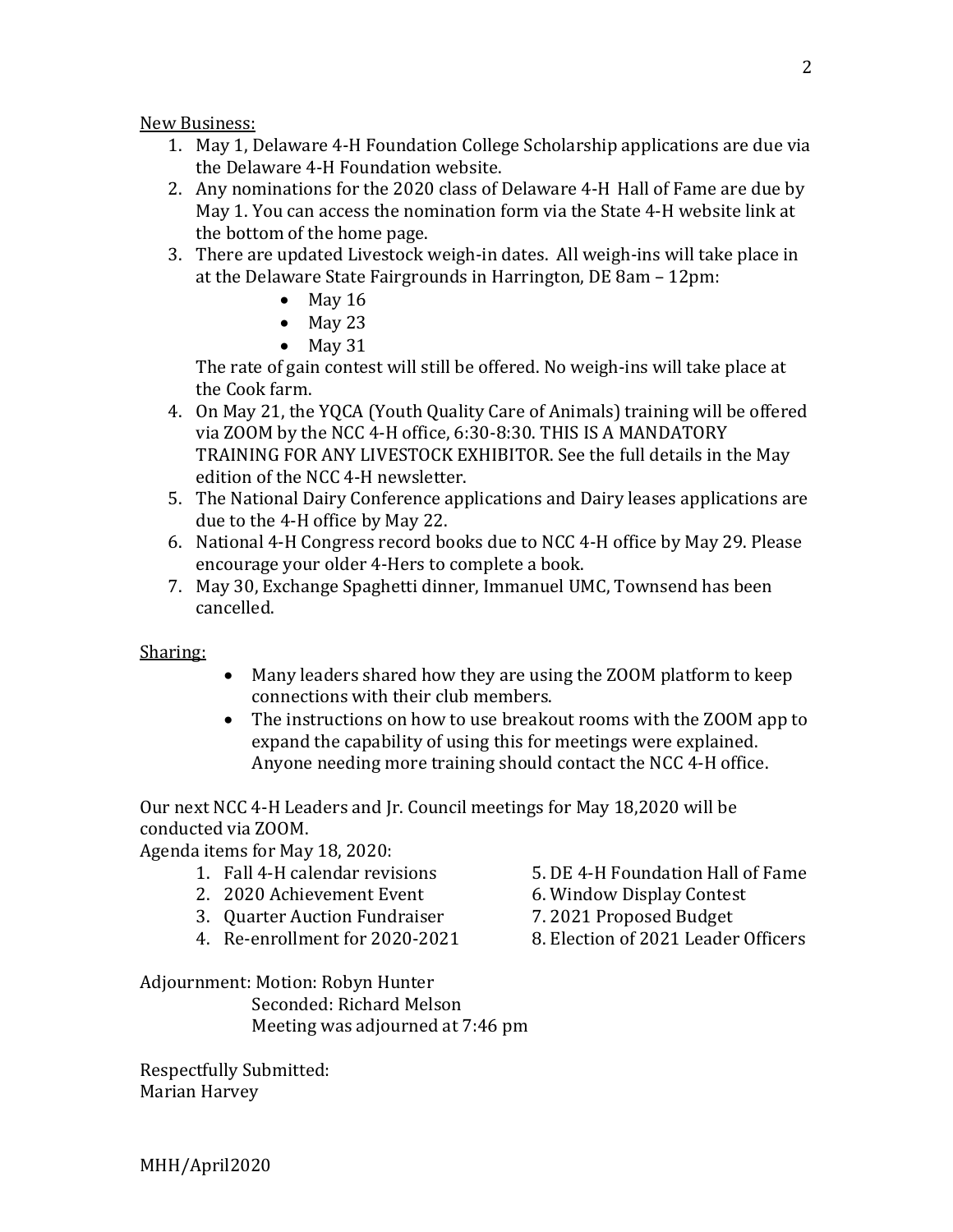New Business:

1. May 1, Delaware 4-H Foundation College Scholarship applications are due via the Delaware 4-H Foundation website.
2. Any nominations for the 2020 class of Delaware 4-H Hall of Fame are due by May 1. You can access the nomination form via the State 4-H website link at the bottom of the home page.
3. There are updated Livestock weigh-in dates. All weigh-ins will take place in at the Delaware State Fairgrounds in Harrington, DE 8am – 12pm:
    - May 16
    - May 23
    - May 31

   The rate of gain contest will still be offered. No weigh-ins will take place at the Cook farm.
4. On May 21, the YQCA (Youth Quality Care of Animals) training will be offered via ZOOM by the NCC 4-H office, 6:30-8:30. THIS IS A MANDATORY TRAINING FOR ANY LIVESTOCK EXHIBITOR. See the full details in the May edition of the NCC 4-H newsletter.
5. The National Dairy Conference applications and Dairy leases applications are due to the 4-H office by May 22.
6. National 4-H Congress record books due to NCC 4-H office by May 29. Please encourage your older 4-Hers to complete a book.
7. May 30, Exchange Spaghetti dinner, Immanuel UMC, Townsend has been cancelled.

Sharing:

- Many leaders shared how they are using the ZOOM platform to keep connections with their club members.
- The instructions on how to use breakout rooms with the ZOOM app to expand the capability of using this for meetings were explained. Anyone needing more training should contact the NCC 4-H office.

Our next NCC 4-H Leaders and Jr. Council meetings for May 18,2020 will be conducted via ZOOM.

Agenda items for May 18, 2020:

1. Fall 4-H calendar revisions
2. 2020 Achievement Event
3. Quarter Auction Fundraiser
4. Re-enrollment for 2020-2021
5. DE 4-H Foundation Hall of Fame
6. Window Display Contest
7. 2021 Proposed Budget
8. Election of 2021 Leader Officers

Adjournment: Motion: Robyn Hunter
Seconded: Richard Melson
Meeting was adjourned at 7:46 pm

Respectfully Submitted:
Marian Harvey

MHH/April2020